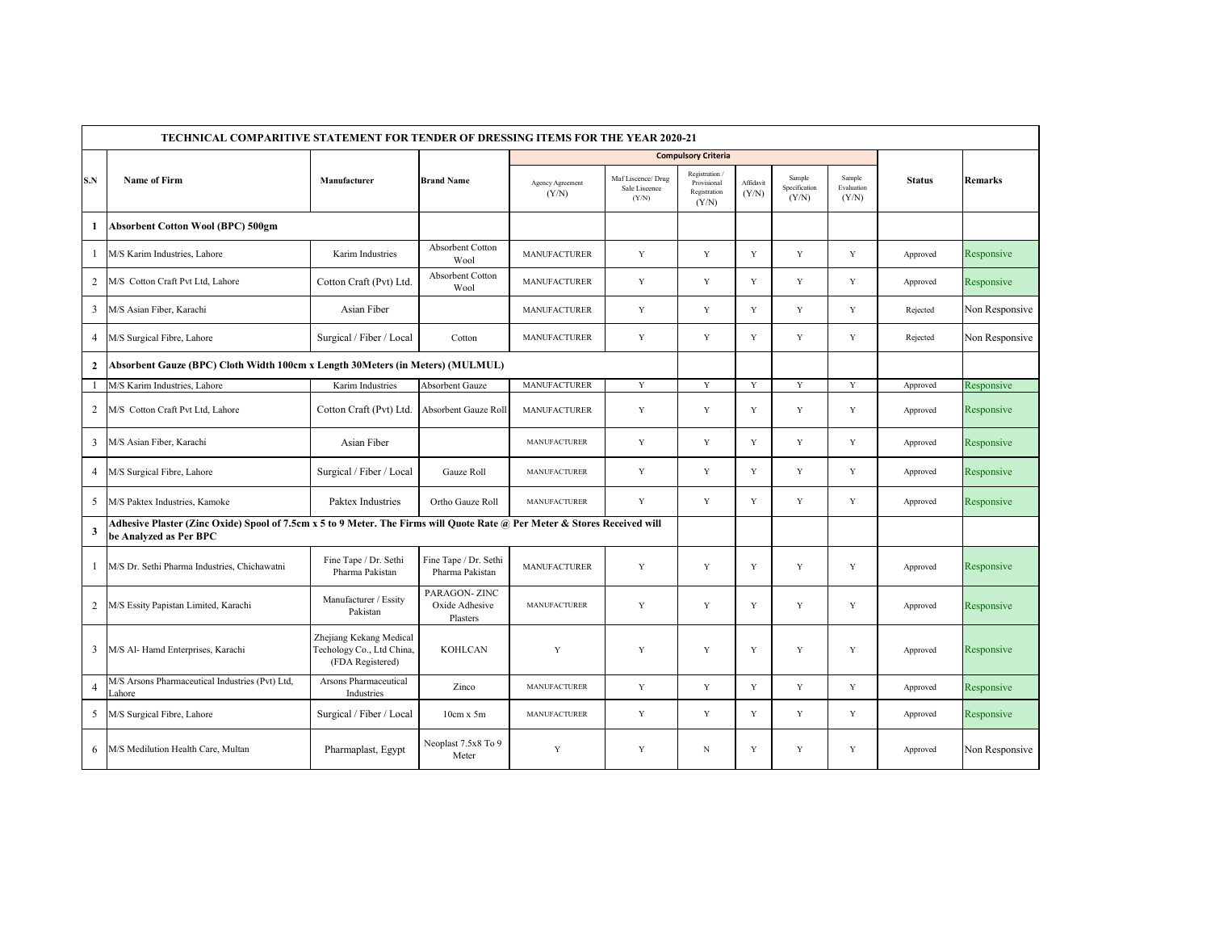| TECHNICAL COMPARITIVE STATEMENT FOR TENDER OF DRESSING ITEMS FOR THE YEAR 2020-21 | | | | | | | | | | | |
|---|---|---|---|---|---|---|---|---|---|---|---|
| | | | | Compulsory Criteria | | | | | | | |
| S.N | Name of Firm | Manufacturer | Brand Name | Agency Agreement (Y/N) | Maf Liscence/ Drug Sale Liscence (Y/N) | Registration / Provisional Registration (Y/N) | Affidavit (Y/N) | Sample Specification (Y/N) | Sample Evaluation (Y/N) | Status | Remarks |
| **1** | **Absorbent Cotton Wool (BPC) 500gm** | | | | | | | | | | |
| 1 | M/S Karim Industries, Lahore | Karim Industries | Absorbent Cotton Wool | MANUFACTURER | Y | Y | Y | Y | Y | Approved | Responsive |
| 2 | M/S Cotton Craft Pvt Ltd, Lahore | Cotton Craft (Pvt) Ltd. | Absorbent Cotton Wool | MANUFACTURER | Y | Y | Y | Y | Y | Approved | Responsive |
| 3 | M/S Asian Fiber, Karachi | Asian Fiber | | MANUFACTURER | Y | Y | Y | Y | Y | Rejected | Non Responsive |
| 4 | M/S Surgical Fibre, Lahore | Surgical / Fiber / Local | Cotton | MANUFACTURER | Y | Y | Y | Y | Y | Rejected | Non Responsive |
| **2** | **Absorbent Gauze (BPC) Cloth Width 100cm x Length 30Meters (in Meters) (MULMUL)** | | | | | | | | | | |
| 1 | M/S Karim Industries, Lahore | Karim Industries | Absorbent Gauze | MANUFACTURER | Y | Y | Y | Y | Y | Approved | Responsive |
| 2 | M/S Cotton Craft Pvt Ltd, Lahore | Cotton Craft (Pvt) Ltd. | Absorbent Gauze Roll | MANUFACTURER | Y | Y | Y | Y | Y | Approved | Responsive |
| 3 | M/S Asian Fiber, Karachi | Asian Fiber | | MANUFACTURER | Y | Y | Y | Y | Y | Approved | Responsive |
| 4 | M/S Surgical Fibre, Lahore | Surgical / Fiber / Local | Gauze Roll | MANUFACTURER | Y | Y | Y | Y | Y | Approved | Responsive |
| 5 | M/S Paktex Industries, Kamoke | Paktex Industries | Ortho Gauze Roll | MANUFACTURER | Y | Y | Y | Y | Y | Approved | Responsive |
| **3** | **Adhesive Plaster (Zinc Oxide) Spool of 7.5cm x 5 to 9 Meter. The Firms will Quote Rate @ Per Meter & Stores Received will be Analyzed as Per BPC** | | | | | | | | | | |
| 1 | M/S Dr. Sethi Pharma Industries, Chichawatni | Fine Tape / Dr. Sethi Pharma Pakistan | Fine Tape / Dr. Sethi Pharma Pakistan | MANUFACTURER | Y | Y | Y | Y | Y | Approved | Responsive |
| 2 | M/S Essity Papistan Limited, Karachi | Manufacturer / Essity Pakistan | PARAGON- ZINC Oxide Adhesive Plasters | MANUFACTURER | Y | Y | Y | Y | Y | Approved | Responsive |
| 3 | M/S Al- Hamd Enterprises, Karachi | Zhejiang Kekang Medical Techology Co., Ltd China, (FDA Registered) | KOHLCAN | Y | Y | Y | Y | Y | Y | Approved | Responsive |
| 4 | M/S Arsons Pharmaceutical Industries (Pvt) Ltd, Lahore | Arsons Pharmaceutical Industries | Zinco | MANUFACTURER | Y | Y | Y | Y | Y | Approved | Responsive |
| 5 | M/S Surgical Fibre, Lahore | Surgical / Fiber / Local | 10cm x 5m | MANUFACTURER | Y | Y | Y | Y | Y | Approved | Responsive |
| 6 | M/S Medilution Health Care, Multan | Pharmaplast, Egypt | Neoplast 7.5x8 To 9 Meter | Y | Y | N | Y | Y | Y | Approved | Non Responsive |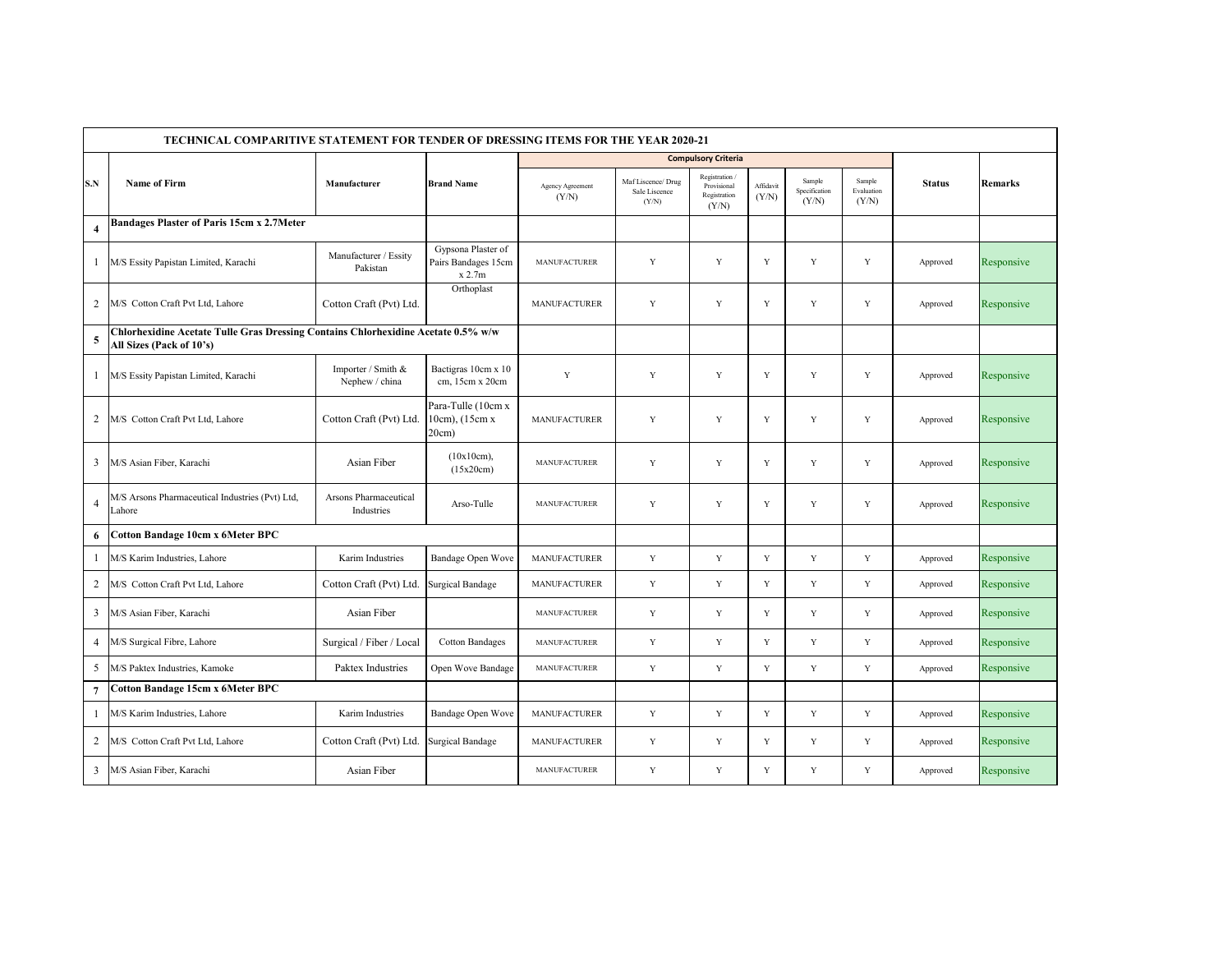| TECHNICAL COMPARITIVE STATEMENT FOR TENDER OF DRESSING ITEMS FOR THE YEAR 2020-21 | | | | | | | | | | | |
|---|---|---|---|---|---|---|---|---|---|---|---|
| | | | | Compulsory Criteria | | | | | | | |
| S.N | Name of Firm | Manufacturer | Brand Name | Agency Agreement (Y/N) | Maf Liscence/ Drug Sale Liscence (Y/N) | Registration / Provisional Registration (Y/N) | Affidavit (Y/N) | Sample Specification (Y/N) | Sample Evaluation (Y/N) | Status | Remarks |
| **4** | **Bandages Plaster of Paris 15cm x 2.7Meter** | | | | | | | | | | |
| 1 | M/S Essity Papistan Limited, Karachi | Manufacturer / Essity Pakistan | Gypsona Plaster of Pairs Bandages 15cm x 2.7m | MANUFACTURER | Y | Y | Y | Y | Y | Approved | Responsive |
| 2 | M/S Cotton Craft Pvt Ltd, Lahore | Cotton Craft (Pvt) Ltd. | Orthoplast | MANUFACTURER | Y | Y | Y | Y | Y | Approved | Responsive |
| **5** | **Chlorhexidine Acetate Tulle Gras Dressing Contains Chlorhexidine Acetate 0.5% w/w All Sizes (Pack of 10's)** | | | | | | | | | | |
| 1 | M/S Essity Papistan Limited, Karachi | Importer / Smith & Nephew / china | Bactigras 10cm x 10 cm, 15cm x 20cm | Y | Y | Y | Y | Y | Y | Approved | Responsive |
| 2 | M/S Cotton Craft Pvt Ltd, Lahore | Cotton Craft (Pvt) Ltd. | Para-Tulle (10cm x 10cm), (15cm x 20cm) | MANUFACTURER | Y | Y | Y | Y | Y | Approved | Responsive |
| 3 | M/S Asian Fiber, Karachi | Asian Fiber | (10x10cm), (15x20cm) | MANUFACTURER | Y | Y | Y | Y | Y | Approved | Responsive |
| 4 | M/S Arsons Pharmaceutical Industries (Pvt) Ltd, Lahore | Arsons Pharmaceutical Industries | Arso-Tulle | MANUFACTURER | Y | Y | Y | Y | Y | Approved | Responsive |
| **6** | **Cotton Bandage 10cm x 6Meter BPC** | | | | | | | | | | |
| 1 | M/S Karim Industries, Lahore | Karim Industries | Bandage Open Wove | MANUFACTURER | Y | Y | Y | Y | Y | Approved | Responsive |
| 2 | M/S Cotton Craft Pvt Ltd, Lahore | Cotton Craft (Pvt) Ltd. | Surgical Bandage | MANUFACTURER | Y | Y | Y | Y | Y | Approved | Responsive |
| 3 | M/S Asian Fiber, Karachi | Asian Fiber | | MANUFACTURER | Y | Y | Y | Y | Y | Approved | Responsive |
| 4 | M/S Surgical Fibre, Lahore | Surgical / Fiber / Local | Cotton Bandages | MANUFACTURER | Y | Y | Y | Y | Y | Approved | Responsive |
| 5 | M/S Paktex Industries, Kamoke | Paktex Industries | Open Wove Bandage | MANUFACTURER | Y | Y | Y | Y | Y | Approved | Responsive |
| **7** | **Cotton Bandage 15cm x 6Meter BPC** | | | | | | | | | | |
| 1 | M/S Karim Industries, Lahore | Karim Industries | Bandage Open Wove | MANUFACTURER | Y | Y | Y | Y | Y | Approved | Responsive |
| 2 | M/S Cotton Craft Pvt Ltd, Lahore | Cotton Craft (Pvt) Ltd. | Surgical Bandage | MANUFACTURER | Y | Y | Y | Y | Y | Approved | Responsive |
| 3 | M/S Asian Fiber, Karachi | Asian Fiber | | MANUFACTURER | Y | Y | Y | Y | Y | Approved | Responsive |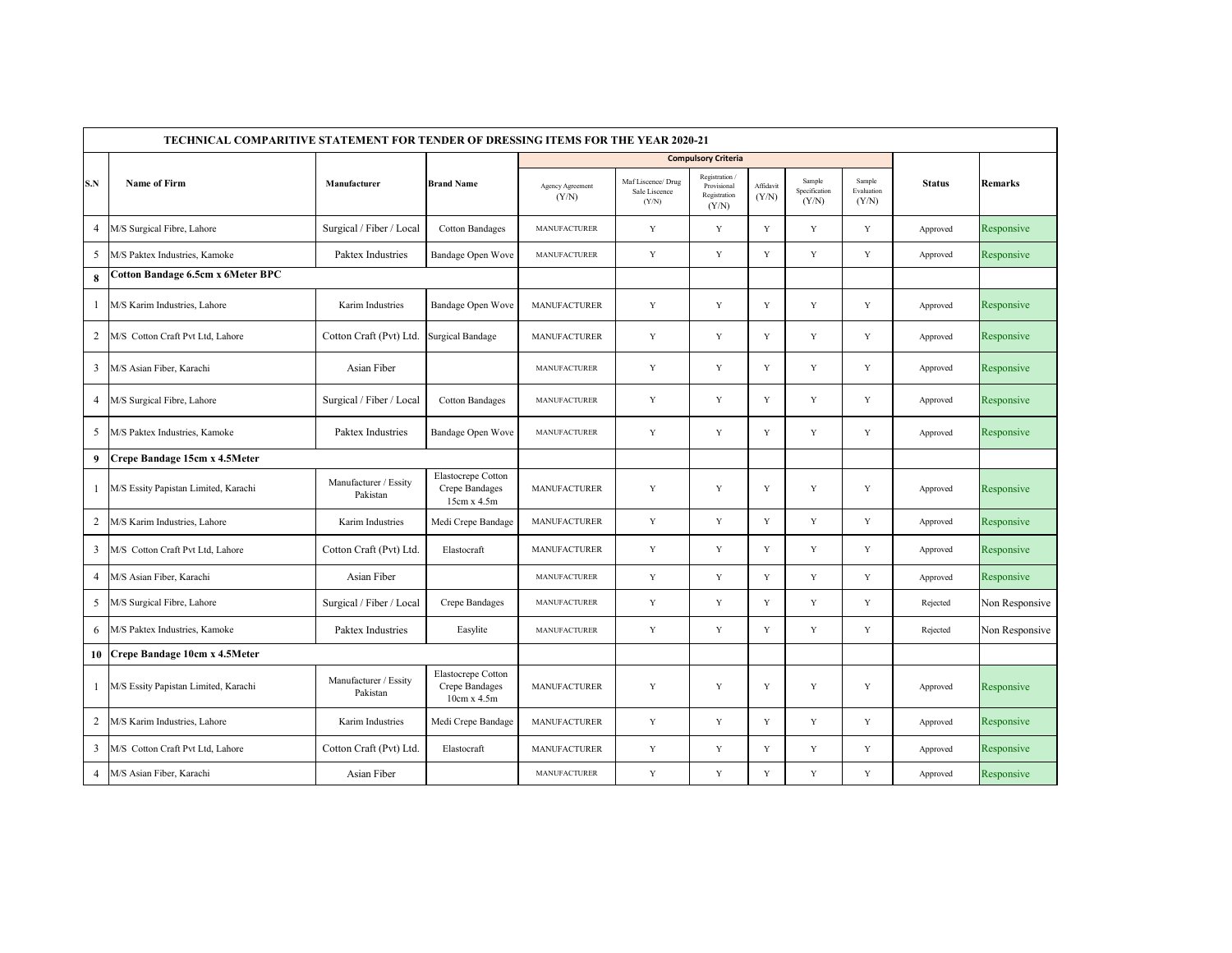| TECHNICAL COMPARITIVE STATEMENT FOR TENDER OF DRESSING ITEMS FOR THE YEAR 2020-21 | | | | | | | | | | | |
|---|---|---|---|---|---|---|---|---|---|---|---|
| | | | | Compulsory Criteria | | | | | | | |
| S.N | Name of Firm | Manufacturer | Brand Name | Agency Agreement (Y/N) | Maf Liscence/ Drug Sale Liscence (Y/N) | Registration / Provisional Registration (Y/N) | Affidavit (Y/N) | Sample Specification (Y/N) | Sample Evaluation (Y/N) | Status | Remarks |
| 4 | M/S Surgical Fibre, Lahore | Surgical / Fiber / Local | Cotton Bandages | MANUFACTURER | Y | Y | Y | Y | Y | Approved | Responsive |
| 5 | M/S Paktex Industries, Kamoke | Paktex Industries | Bandage Open Wove | MANUFACTURER | Y | Y | Y | Y | Y | Approved | Responsive |
| **8** | **Cotton Bandage 6.5cm x 6Meter BPC** | | | | | | | | | | |
| 1 | M/S Karim Industries, Lahore | Karim Industries | Bandage Open Wove | MANUFACTURER | Y | Y | Y | Y | Y | Approved | Responsive |
| 2 | M/S Cotton Craft Pvt Ltd, Lahore | Cotton Craft (Pvt) Ltd. | Surgical Bandage | MANUFACTURER | Y | Y | Y | Y | Y | Approved | Responsive |
| 3 | M/S Asian Fiber, Karachi | Asian Fiber | | MANUFACTURER | Y | Y | Y | Y | Y | Approved | Responsive |
| 4 | M/S Surgical Fibre, Lahore | Surgical / Fiber / Local | Cotton Bandages | MANUFACTURER | Y | Y | Y | Y | Y | Approved | Responsive |
| 5 | M/S Paktex Industries, Kamoke | Paktex Industries | Bandage Open Wove | MANUFACTURER | Y | Y | Y | Y | Y | Approved | Responsive |
| **9** | **Crepe Bandage 15cm x 4.5Meter** | | | | | | | | | | |
| 1 | M/S Essity Papistan Limited, Karachi | Manufacturer / Essity Pakistan | Elastocrepe Cotton Crepe Bandages 15cm x 4.5m | MANUFACTURER | Y | Y | Y | Y | Y | Approved | Responsive |
| 2 | M/S Karim Industries, Lahore | Karim Industries | Medi Crepe Bandage | MANUFACTURER | Y | Y | Y | Y | Y | Approved | Responsive |
| 3 | M/S Cotton Craft Pvt Ltd, Lahore | Cotton Craft (Pvt) Ltd. | Elastocraft | MANUFACTURER | Y | Y | Y | Y | Y | Approved | Responsive |
| 4 | M/S Asian Fiber, Karachi | Asian Fiber | | MANUFACTURER | Y | Y | Y | Y | Y | Approved | Responsive |
| 5 | M/S Surgical Fibre, Lahore | Surgical / Fiber / Local | Crepe Bandages | MANUFACTURER | Y | Y | Y | Y | Y | Rejected | Non Responsive |
| 6 | M/S Paktex Industries, Kamoke | Paktex Industries | Easylite | MANUFACTURER | Y | Y | Y | Y | Y | Rejected | Non Responsive |
| **10** | **Crepe Bandage 10cm x 4.5Meter** | | | | | | | | | | |
| 1 | M/S Essity Papistan Limited, Karachi | Manufacturer / Essity Pakistan | Elastocrepe Cotton Crepe Bandages 10cm x 4.5m | MANUFACTURER | Y | Y | Y | Y | Y | Approved | Responsive |
| 2 | M/S Karim Industries, Lahore | Karim Industries | Medi Crepe Bandage | MANUFACTURER | Y | Y | Y | Y | Y | Approved | Responsive |
| 3 | M/S Cotton Craft Pvt Ltd, Lahore | Cotton Craft (Pvt) Ltd. | Elastocraft | MANUFACTURER | Y | Y | Y | Y | Y | Approved | Responsive |
| 4 | M/S Asian Fiber, Karachi | Asian Fiber | | MANUFACTURER | Y | Y | Y | Y | Y | Approved | Responsive |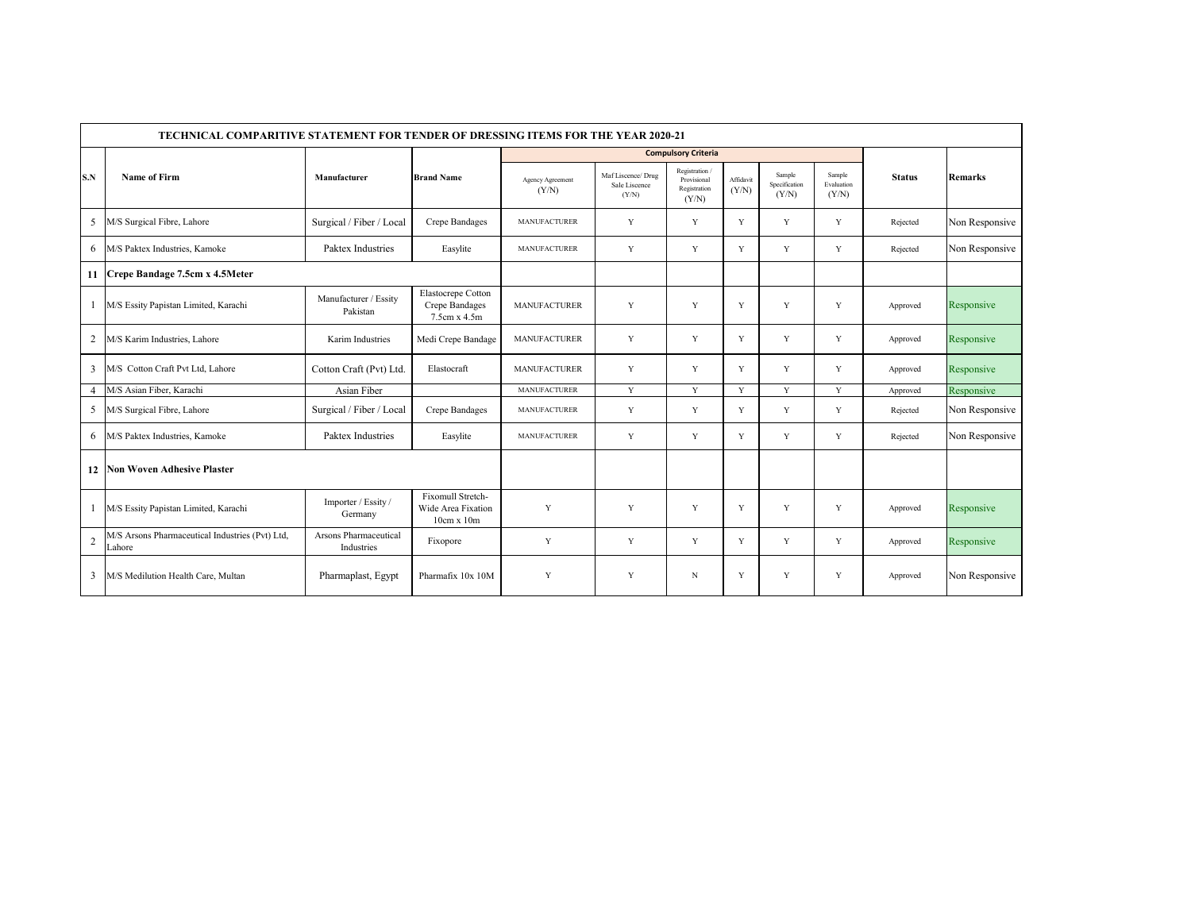| TECHNICAL COMPARITIVE STATEMENT FOR TENDER OF DRESSING ITEMS FOR THE YEAR 2020-21 | | | | | | | | | | | |
|---|---|---|---|---|---|---|---|---|---|---|---|
| | | | | Compulsory Criteria | | | | | | | |
| S.N | Name of Firm | Manufacturer | Brand Name | Agency Agreement (Y/N) | Maf Liscence/ Drug Sale Liscence (Y/N) | Registration / Provisional Registration (Y/N) | Affidavit (Y/N) | Sample Specification (Y/N) | Sample Evaluation (Y/N) | Status | Remarks |
| 5 | M/S Surgical Fibre, Lahore | Surgical / Fiber / Local | Crepe Bandages | MANUFACTURER | Y | Y | Y | Y | Y | Rejected | Non Responsive |
| 6 | M/S Paktex Industries, Kamoke | Paktex Industries | Easylite | MANUFACTURER | Y | Y | Y | Y | Y | Rejected | Non Responsive |
| **11** | **Crepe Bandage 7.5cm x 4.5Meter** | | | | | | | | | | |
| 1 | M/S Essity Papistan Limited, Karachi | Manufacturer / Essity Pakistan | Elastocrepe Cotton Crepe Bandages 7.5cm x 4.5m | MANUFACTURER | Y | Y | Y | Y | Y | Approved | Responsive |
| 2 | M/S Karim Industries, Lahore | Karim Industries | Medi Crepe Bandage | MANUFACTURER | Y | Y | Y | Y | Y | Approved | Responsive |
| 3 | M/S Cotton Craft Pvt Ltd, Lahore | Cotton Craft (Pvt) Ltd. | Elastocraft | MANUFACTURER | Y | Y | Y | Y | Y | Approved | Responsive |
| 4 | M/S Asian Fiber, Karachi | Asian Fiber | | MANUFACTURER | Y | Y | Y | Y | Y | Approved | Responsive |
| 5 | M/S Surgical Fibre, Lahore | Surgical / Fiber / Local | Crepe Bandages | MANUFACTURER | Y | Y | Y | Y | Y | Rejected | Non Responsive |
| 6 | M/S Paktex Industries, Kamoke | Paktex Industries | Easylite | MANUFACTURER | Y | Y | Y | Y | Y | Rejected | Non Responsive |
| **12** | **Non Woven Adhesive Plaster** | | | | | | | | | | |
| 1 | M/S Essity Papistan Limited, Karachi | Importer / Essity / Germany | Fixomull Stretch-Wide Area Fixation 10cm x 10m | Y | Y | Y | Y | Y | Y | Approved | Responsive |
| 2 | M/S Arsons Pharmaceutical Industries (Pvt) Ltd, Lahore | Arsons Pharmaceutical Industries | Fixopore | Y | Y | Y | Y | Y | Y | Approved | Responsive |
| 3 | M/S Medilution Health Care, Multan | Pharmaplast, Egypt | Pharmafix 10x 10M | Y | Y | N | Y | Y | Y | Approved | Non Responsive |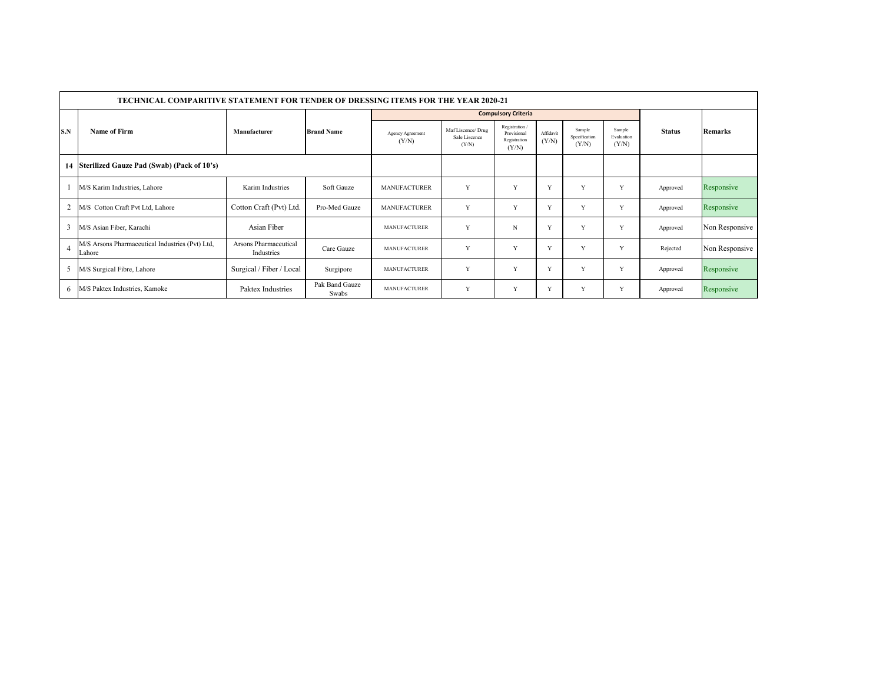| TECHNICAL COMPARITIVE STATEMENT FOR TENDER OF DRESSING ITEMS FOR THE YEAR 2020-21 | | | | | | | | | | | |
|---|---|---|---|---|---|---|---|---|---|---|---|
| | | | | Compulsory Criteria | | | | | | | |
| S.N | Name of Firm | Manufacturer | Brand Name | Agency Agreement (Y/N) | Maf Liscence/ Drug Sale Liscence (Y/N) | Registration / Provisional Registration (Y/N) | Affidavit (Y/N) | Sample Specification (Y/N) | Sample Evaluation (Y/N) | Status | Remarks |
| **14** | **Sterilized Gauze Pad (Swab) (Pack of 10's)** | | | | | | | | | | |
| 1 | M/S Karim Industries, Lahore | Karim Industries | Soft Gauze | MANUFACTURER | Y | Y | Y | Y | Y | Approved | Responsive |
| 2 | M/S Cotton Craft Pvt Ltd, Lahore | Cotton Craft (Pvt) Ltd. | Pro-Med Gauze | MANUFACTURER | Y | Y | Y | Y | Y | Approved | Responsive |
| 3 | M/S Asian Fiber, Karachi | Asian Fiber | | MANUFACTURER | Y | N | Y | Y | Y | Approved | Non Responsive |
| 4 | M/S Arsons Pharmaceutical Industries (Pvt) Ltd, Lahore | Arsons Pharmaceutical Industries | Care Gauze | MANUFACTURER | Y | Y | Y | Y | Y | Rejected | Non Responsive |
| 5 | M/S Surgical Fibre, Lahore | Surgical / Fiber / Local | Surgipore | MANUFACTURER | Y | Y | Y | Y | Y | Approved | Responsive |
| 6 | M/S Paktex Industries, Kamoke | Paktex Industries | Pak Band Gauze Swabs | MANUFACTURER | Y | Y | Y | Y | Y | Approved | Responsive |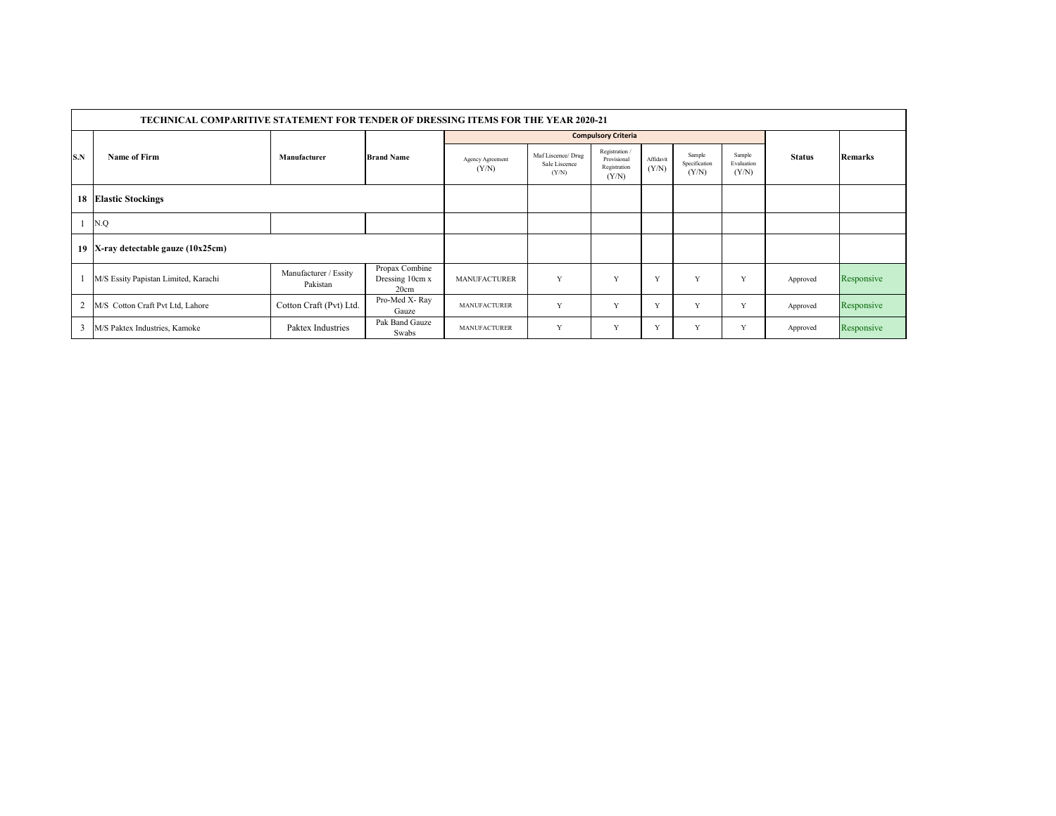| TECHNICAL COMPARITIVE STATEMENT FOR TENDER OF DRESSING ITEMS FOR THE YEAR 2020-21 | | | | | | | | | | | |
|---|---|---|---|---|---|---|---|---|---|---|---|
| | | | | Compulsory Criteria | | | | | | | |
| S.N | Name of Firm | Manufacturer | Brand Name | Agency Agreement (Y/N) | Maf Liscence/ Drug Sale Liscence (Y/N) | Registration / Provisional Registration (Y/N) | Affidavit (Y/N) | Sample Specification (Y/N) | Sample Evaluation (Y/N) | Status | Remarks |
| **18** | **Elastic Stockings** | | | | | | | | | | |
| 1 | N.Q | | | | | | | | | | |
| **19** | **X-ray detectable gauze (10x25cm)** | | | | | | | | | | |
| 1 | M/S Essity Papistan Limited, Karachi | Manufacturer / Essity Pakistan | Propax Combine Dressing 10cm x 20cm | MANUFACTURER | Y | Y | Y | Y | Y | Approved | Responsive |
| 2 | M/S Cotton Craft Pvt Ltd, Lahore | Cotton Craft (Pvt) Ltd. | Pro-Med X- Ray Gauze | MANUFACTURER | Y | Y | Y | Y | Y | Approved | Responsive |
| 3 | M/S Paktex Industries, Kamoke | Paktex Industries | Pak Band Gauze Swabs | MANUFACTURER | Y | Y | Y | Y | Y | Approved | Responsive |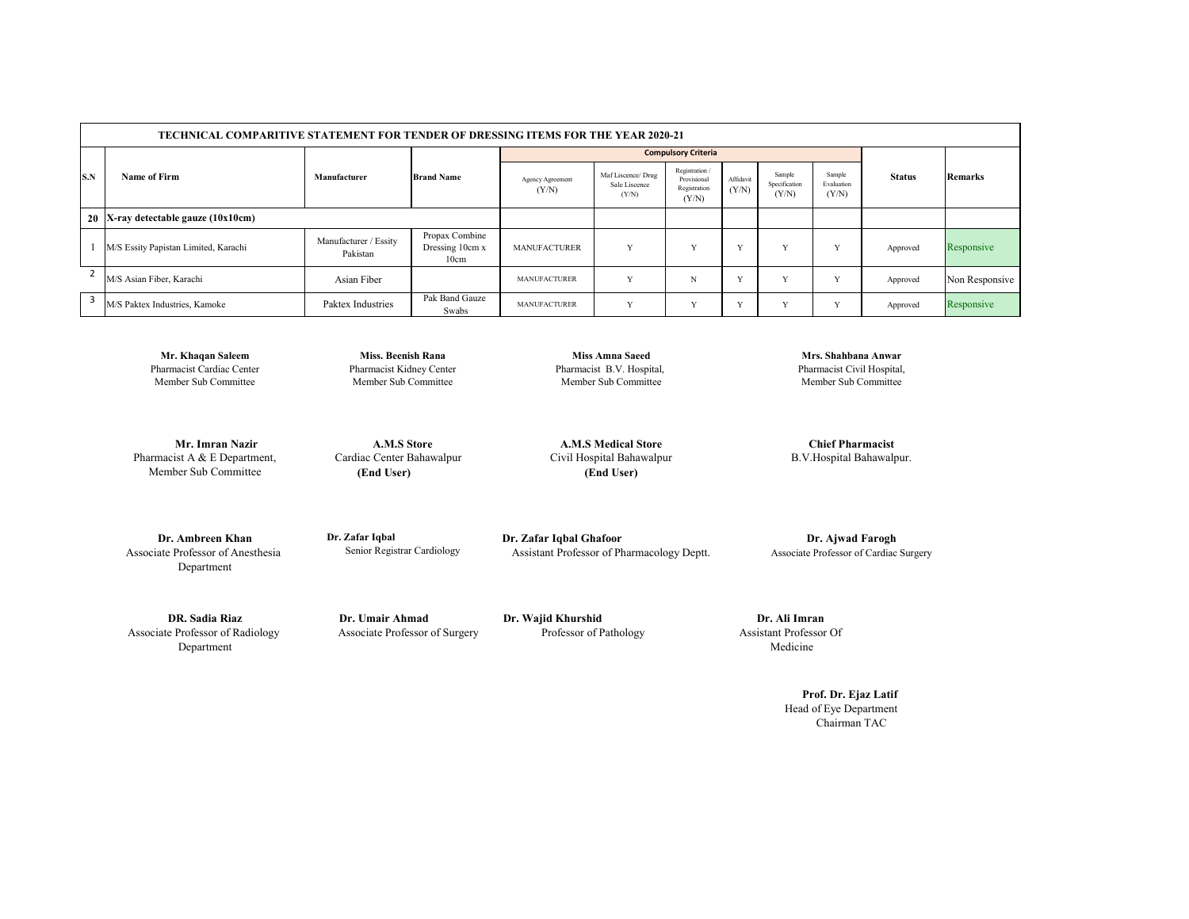| TECHNICAL COMPARITIVE STATEMENT FOR TENDER OF DRESSING ITEMS FOR THE YEAR 2020-21 | | | | | | | | | | | |
|---|---|---|---|---|---|---|---|---|---|---|---|
| | | | | Compulsory Criteria | | | | | | | |
| S.N | Name of Firm | Manufacturer | Brand Name | Agency Agreement (Y/N) | Maf Liscence/ Drug Sale Liscence (Y/N) | Registration / Provisional Registration (Y/N) | Affidavit (Y/N) | Sample Specification (Y/N) | Sample Evaluation (Y/N) | Status | Remarks |
| 20 | X-ray detectable gauze (10x10cm) | | | | | | | | | | |
| 1 | M/S Essity Papistan Limited, Karachi | Manufacturer / Essity Pakistan | Propax Combine Dressing 10cm x 10cm | MANUFACTURER | Y | Y | Y | Y | Y | Approved | Responsive |
| 2 | M/S Asian Fiber, Karachi | Asian Fiber | | MANUFACTURER | Y | N | Y | Y | Y | Approved | Non Responsive |
| 3 | M/S Paktex Industries, Kamoke | Paktex Industries | Pak Band Gauze Swabs | MANUFACTURER | Y | Y | Y | Y | Y | Approved | Responsive |

**Mr. Khaqan Saleem**
Pharmacist Cardiac Center
Member Sub Committee

**Miss. Beenish Rana**
Pharmacist Kidney Center
Member Sub Committee

**Miss Amna Saeed**
Pharmacist B.V. Hospital,
Member Sub Committee

**Mrs. Shahbana Anwar**
Pharmacist Civil Hospital,
Member Sub Committee

**Mr. Imran Nazir**
Pharmacist A & E Department,
Member Sub Committee

**A.M.S Store**
Cardiac Center Bahawalpur
**(End User)**

**A.M.S Medical Store**
Civil Hospital Bahawalpur
**(End User)**

**Chief Pharmacist**
B.V.Hospital Bahawalpur.

**Dr. Ambreen Khan**
Associate Professor of Anesthesia Department

**Dr. Zafar Iqbal**
Senior Registrar Cardiology

**Dr. Zafar Iqbal Ghafoor**
Assistant Professor of Pharmacology Deptt.

**Dr. Ajwad Farogh**
Associate Professor of Cardiac Surgery

**DR. Sadia Riaz**
Associate Professor of Radiology Department

**Dr. Umair Ahmad**
Associate Professor of Surgery

**Dr. Wajid Khurshid**
Professor of Pathology

**Dr. Ali Imran**
Assistant Professor Of Medicine

**Prof. Dr. Ejaz Latif**
Head of Eye Department
Chairman TAC